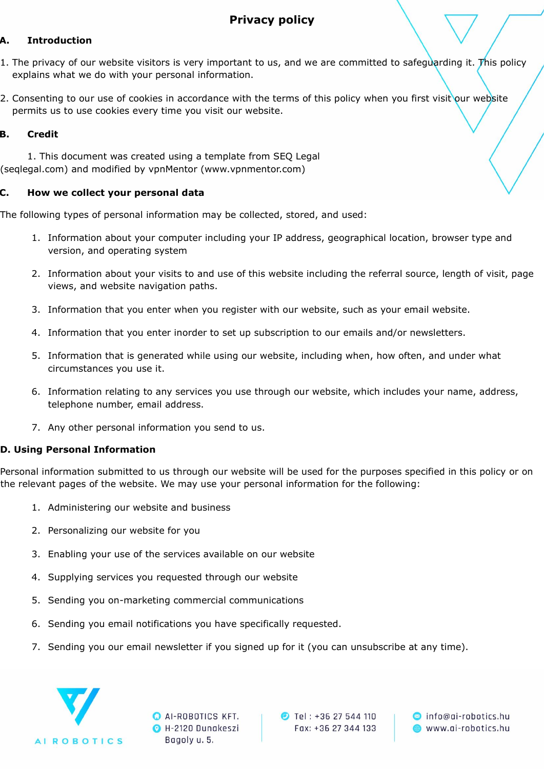# Privacy policy

## A. Introduction

1. The privacy of our website visitors is very important to us, and we are committed to safeguarding it. This policy explains what we do with your personal information.

2. Consenting to our use of cookies in accordance with the terms of this policy when you first visit our website permits us to use cookies every time you visit our website.

## B. Credit

1. This document was created using a template from SEQ Legal (seqlegal.com) and modified by vpnMentor (www.vpnmentor.com)

## C. How we collect your personal data

The following types of personal information may be collected, stored, and used:

1. Information about your computer including your IP address, geographical location, browser type and version, and operating system
2. Information about your visits to and use of this website including the referral source, length of visit, page views, and website navigation paths.
3. Information that you enter when you register with our website, such as your email website.
4. Information that you enter inorder to set up subscription to our emails and/or newsletters.
5. Information that is generated while using our website, including when, how often, and under what circumstances you use it.
6. Information relating to any services you use through our website, which includes your name, address, telephone number, email address.
7. Any other personal information you send to us.

## D. Using Personal Information

Personal information submitted to us through our website will be used for the purposes specified in this policy or on the relevant pages of the website. We may use your personal information for the following:

1. Administering our website and business
2. Personalizing our website for you
3. Enabling your use of the services available on our website
4. Supplying services you requested through our website
5. Sending you on-marketing commercial communications
6. Sending you email notifications you have specifically requested.
7. Sending you our email newsletter if you signed up for it (you can unsubscribe at any time).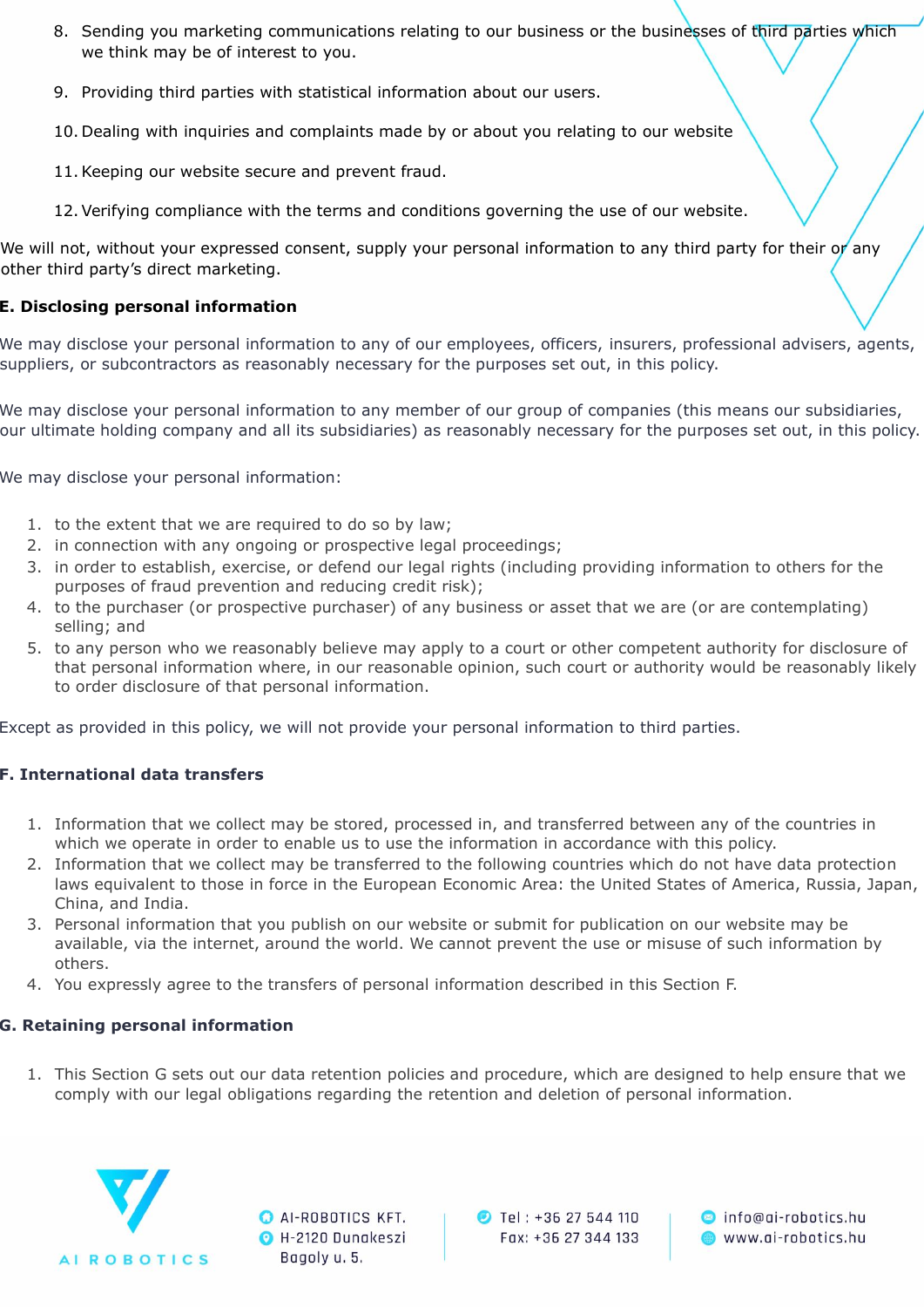8. Sending you marketing communications relating to our business or the businesses of third parties which we think may be of interest to you.

9. Providing third parties with statistical information about our users.

10. Dealing with inquiries and complaints made by or about you relating to our website

11. Keeping our website secure and prevent fraud.

12. Verifying compliance with the terms and conditions governing the use of our website.

We will not, without your expressed consent, supply your personal information to any third party for their or any other third party's direct marketing.

**E. Disclosing personal information**

We may disclose your personal information to any of our employees, officers, insurers, professional advisers, agents, suppliers, or subcontractors as reasonably necessary for the purposes set out, in this policy.

We may disclose your personal information to any member of our group of companies (this means our subsidiaries, our ultimate holding company and all its subsidiaries) as reasonably necessary for the purposes set out, in this policy.

We may disclose your personal information:

1. to the extent that we are required to do so by law;
2. in connection with any ongoing or prospective legal proceedings;
3. in order to establish, exercise, or defend our legal rights (including providing information to others for the purposes of fraud prevention and reducing credit risk);
4. to the purchaser (or prospective purchaser) of any business or asset that we are (or are contemplating) selling; and
5. to any person who we reasonably believe may apply to a court or other competent authority for disclosure of that personal information where, in our reasonable opinion, such court or authority would be reasonably likely to order disclosure of that personal information.

Except as provided in this policy, we will not provide your personal information to third parties.

**F. International data transfers**

1. Information that we collect may be stored, processed in, and transferred between any of the countries in which we operate in order to enable us to use the information in accordance with this policy.
2. Information that we collect may be transferred to the following countries which do not have data protection laws equivalent to those in force in the European Economic Area: the United States of America, Russia, Japan, China, and India.
3. Personal information that you publish on our website or submit for publication on our website may be available, via the internet, around the world. We cannot prevent the use or misuse of such information by others.
4. You expressly agree to the transfers of personal information described in this Section F.

**G. Retaining personal information**

1. This Section G sets out our data retention policies and procedure, which are designed to help ensure that we comply with our legal obligations regarding the retention and deletion of personal information.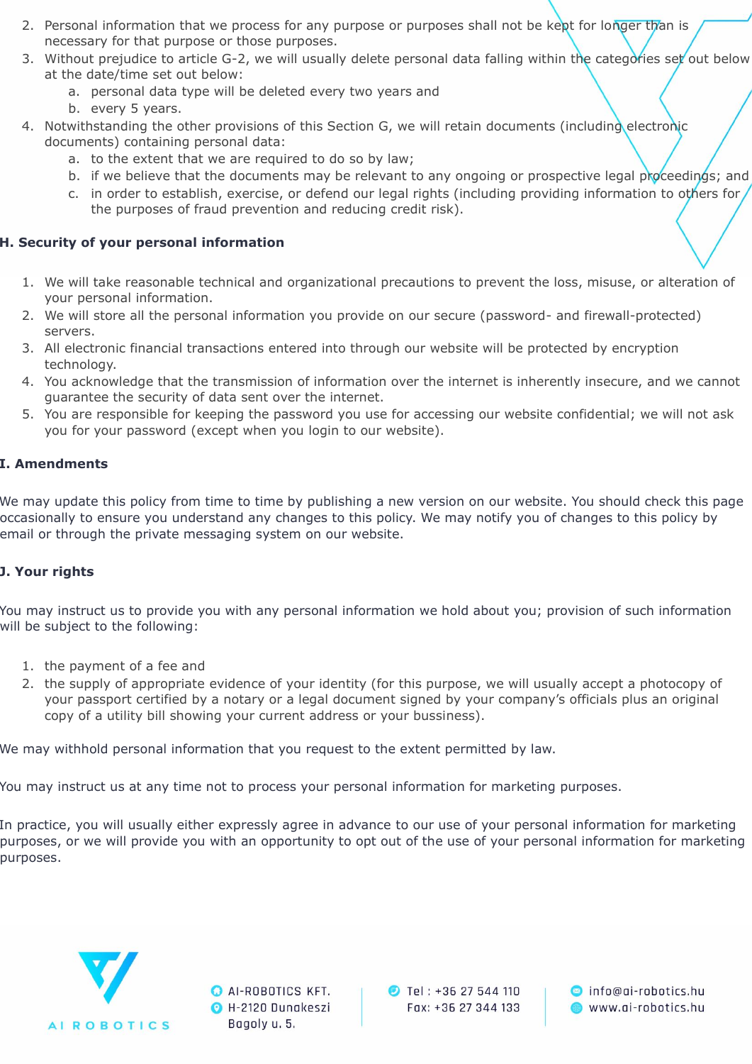2. Personal information that we process for any purpose or purposes shall not be kept for longer than is necessary for that purpose or those purposes.
3. Without prejudice to article G-2, we will usually delete personal data falling within the categories set out below at the date/time set out below:
   a. personal data type will be deleted every two years and
   b. every 5 years.
4. Notwithstanding the other provisions of this Section G, we will retain documents (including electronic documents) containing personal data:
   a. to the extent that we are required to do so by law;
   b. if we believe that the documents may be relevant to any ongoing or prospective legal proceedings; and
   c. in order to establish, exercise, or defend our legal rights (including providing information to others for the purposes of fraud prevention and reducing credit risk).

## H. Security of your personal information

1. We will take reasonable technical and organizational precautions to prevent the loss, misuse, or alteration of your personal information.
2. We will store all the personal information you provide on our secure (password- and firewall-protected) servers.
3. All electronic financial transactions entered into through our website will be protected by encryption technology.
4. You acknowledge that the transmission of information over the internet is inherently insecure, and we cannot guarantee the security of data sent over the internet.
5. You are responsible for keeping the password you use for accessing our website confidential; we will not ask you for your password (except when you login to our website).

## I. Amendments

We may update this policy from time to time by publishing a new version on our website. You should check this page occasionally to ensure you understand any changes to this policy. We may notify you of changes to this policy by email or through the private messaging system on our website.

## J. Your rights

You may instruct us to provide you with any personal information we hold about you; provision of such information will be subject to the following:

1. the payment of a fee and
2. the supply of appropriate evidence of your identity (for this purpose, we will usually accept a photocopy of your passport certified by a notary or a legal document signed by your company's officials plus an original copy of a utility bill showing your current address or your bussiness).

We may withhold personal information that you request to the extent permitted by law.

You may instruct us at any time not to process your personal information for marketing purposes.

In practice, you will usually either expressly agree in advance to our use of your personal information for marketing purposes, or we will provide you with an opportunity to opt out of the use of your personal information for marketing purposes.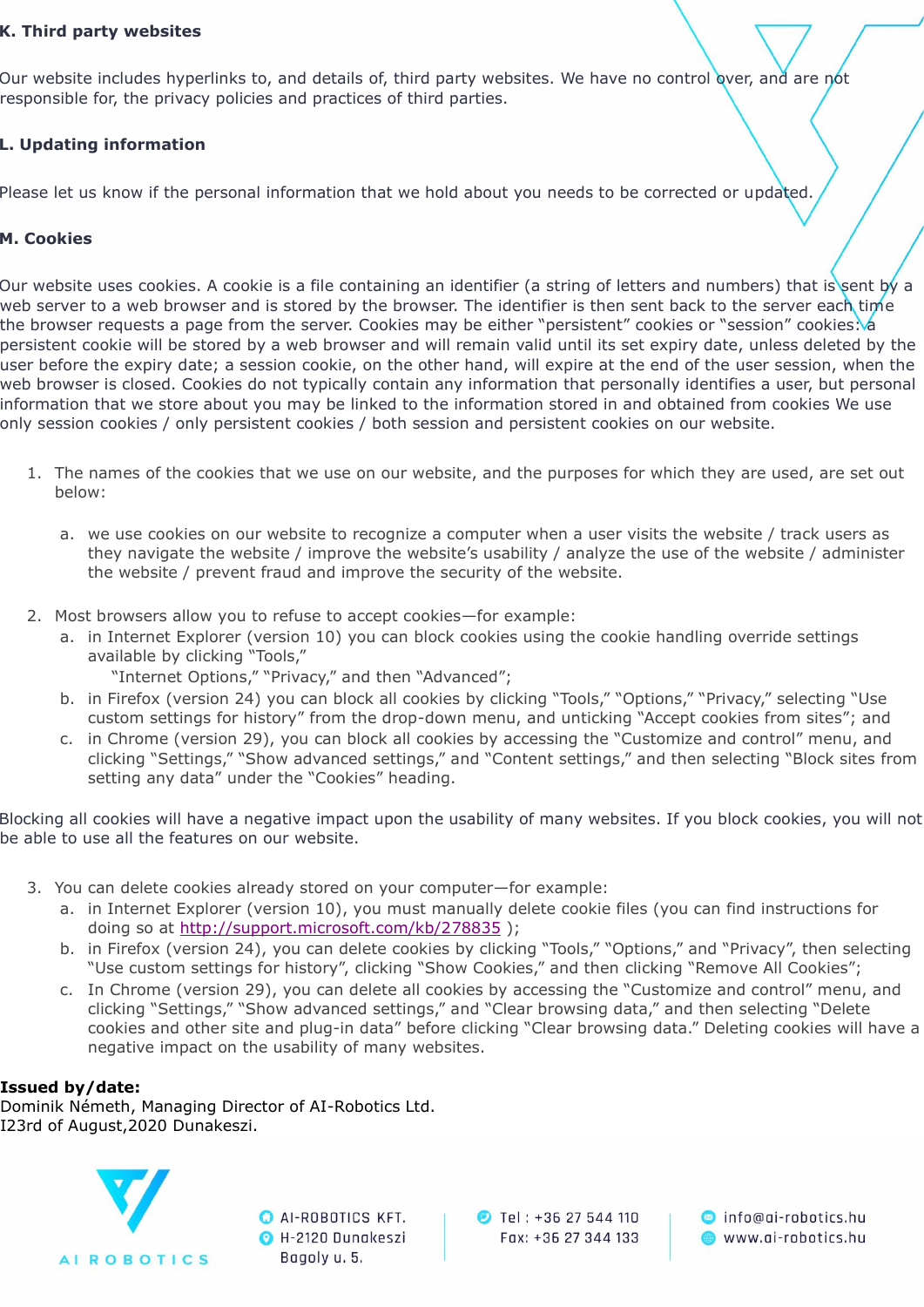### K. Third party websites

Our website includes hyperlinks to, and details of, third party websites. We have no control over, and are not responsible for, the privacy policies and practices of third parties.

### L. Updating information

Please let us know if the personal information that we hold about you needs to be corrected or updated.

### M. Cookies

Our website uses cookies. A cookie is a file containing an identifier (a string of letters and numbers) that is sent by a web server to a web browser and is stored by the browser. The identifier is then sent back to the server each time the browser requests a page from the server. Cookies may be either “persistent” cookies or “session” cookies: a persistent cookie will be stored by a web browser and will remain valid until its set expiry date, unless deleted by the user before the expiry date; a session cookie, on the other hand, will expire at the end of the user session, when the web browser is closed. Cookies do not typically contain any information that personally identifies a user, but personal information that we store about you may be linked to the information stored in and obtained from cookies We use only session cookies / only persistent cookies / both session and persistent cookies on our website.

1. The names of the cookies that we use on our website, and the purposes for which they are used, are set out below:

   a. we use cookies on our website to recognize a computer when a user visits the website / track users as they navigate the website / improve the website’s usability / analyze the use of the website / administer the website / prevent fraud and improve the security of the website.

2. Most browsers allow you to refuse to accept cookies—for example:
   a. in Internet Explorer (version 10) you can block cookies using the cookie handling override settings available by clicking “Tools,” “Internet Options,” “Privacy,” and then “Advanced”;
   b. in Firefox (version 24) you can block all cookies by clicking “Tools,” “Options,” “Privacy,” selecting “Use custom settings for history” from the drop-down menu, and unticking “Accept cookies from sites”; and
   c. in Chrome (version 29), you can block all cookies by accessing the “Customize and control” menu, and clicking “Settings,” “Show advanced settings,” and “Content settings,” and then selecting “Block sites from setting any data” under the “Cookies” heading.

Blocking all cookies will have a negative impact upon the usability of many websites. If you block cookies, you will not be able to use all the features on our website.

3. You can delete cookies already stored on your computer—for example:
   a. in Internet Explorer (version 10), you must manually delete cookie files (you can find instructions for doing so at http://support.microsoft.com/kb/278835 );
   b. in Firefox (version 24), you can delete cookies by clicking “Tools,” “Options,” and “Privacy”, then selecting “Use custom settings for history”, clicking “Show Cookies,” and then clicking “Remove All Cookies”;
   c. In Chrome (version 29), you can delete all cookies by accessing the “Customize and control” menu, and clicking “Settings,” “Show advanced settings,” and “Clear browsing data,” and then selecting “Delete cookies and other site and plug-in data” before clicking “Clear browsing data.” Deleting cookies will have a negative impact on the usability of many websites.

**Issued by/date:**
Dominik Németh, Managing Director of AI-Robotics Ltd.
I23rd of August,2020 Dunakeszi.